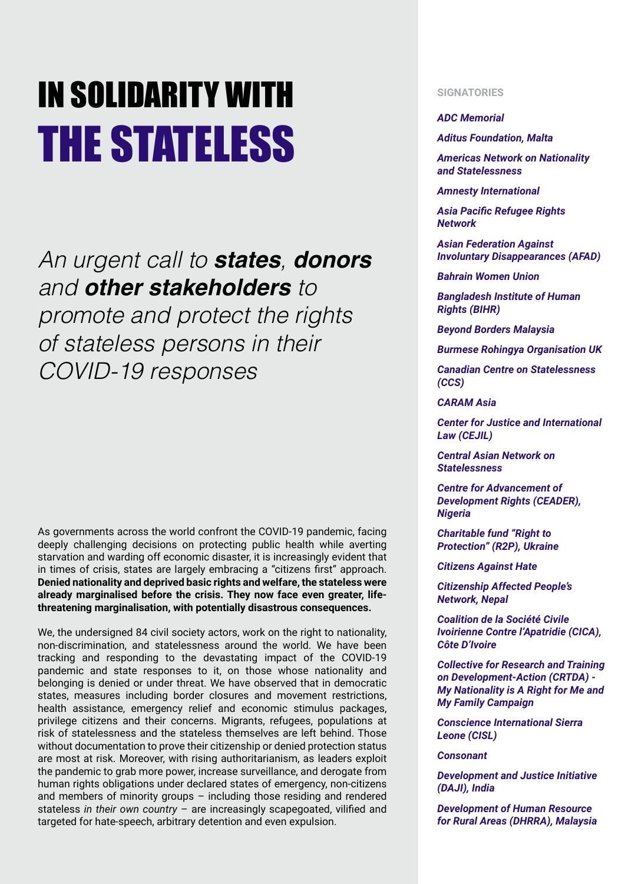# IN SOLIDARITY WITH THE STATELESS

*An urgent call to **states**, **donors** and **other stakeholders** to promote and protect the rights of stateless persons in their COVID-19 responses*

As governments across the world confront the COVID-19 pandemic, facing deeply challenging decisions on protecting public health while averting starvation and warding off economic disaster, it is increasingly evident that in times of crisis, states are largely embracing a "citizens first" approach. **Denied nationality and deprived basic rights and welfare, the stateless were already marginalised before the crisis. They now face even greater, life-threatening marginalisation, with potentially disastrous consequences.**

We, the undersigned 84 civil society actors, work on the right to nationality, non-discrimination, and statelessness around the world. We have been tracking and responding to the devastating impact of the COVID-19 pandemic and state responses to it, on those whose nationality and belonging is denied or under threat. We have observed that in democratic states, measures including border closures and movement restrictions, health assistance, emergency relief and economic stimulus packages, privilege citizens and their concerns. Migrants, refugees, populations at risk of statelessness and the stateless themselves are left behind. Those without documentation to prove their citizenship or denied protection status are most at risk. Moreover, with rising authoritarianism, as leaders exploit the pandemic to grab more power, increase surveillance, and derogate from human rights obligations under declared states of emergency, non-citizens and members of minority groups – including those residing and rendered stateless *in their own country* – are increasingly scapegoated, vilified and targeted for hate-speech, arbitrary detention and even expulsion.

**SIGNATORIES**

***ADC Memorial***

***Aditus Foundation, Malta***

***Americas Network on Nationality and Statelessness***

***Amnesty International***

***Asia Pacific Refugee Rights Network***

***Asian Federation Against Involuntary Disappearances (AFAD)***

***Bahrain Women Union***

***Bangladesh Institute of Human Rights (BIHR)***

***Beyond Borders Malaysia***

***Burmese Rohingya Organisation UK***

***Canadian Centre on Statelessness (CCS)***

***CARAM Asia***

***Center for Justice and International Law (CEJIL)***

***Central Asian Network on Statelessness***

***Centre for Advancement of Development Rights (CEADER), Nigeria***

***Charitable fund "Right to Protection" (R2P), Ukraine***

***Citizens Against Hate***

***Citizenship Affected People's Network, Nepal***

***Coalition de la Société Civile Ivoirienne Contre l'Apatridie (CICA), Côte D'Ivoire***

***Collective for Research and Training on Development-Action (CRTDA) - My Nationality is A Right for Me and My Family Campaign***

***Conscience International Sierra Leone (CISL)***

***Consonant***

***Development and Justice Initiative (DAJI), India***

***Development of Human Resource for Rural Areas (DHRRA), Malaysia***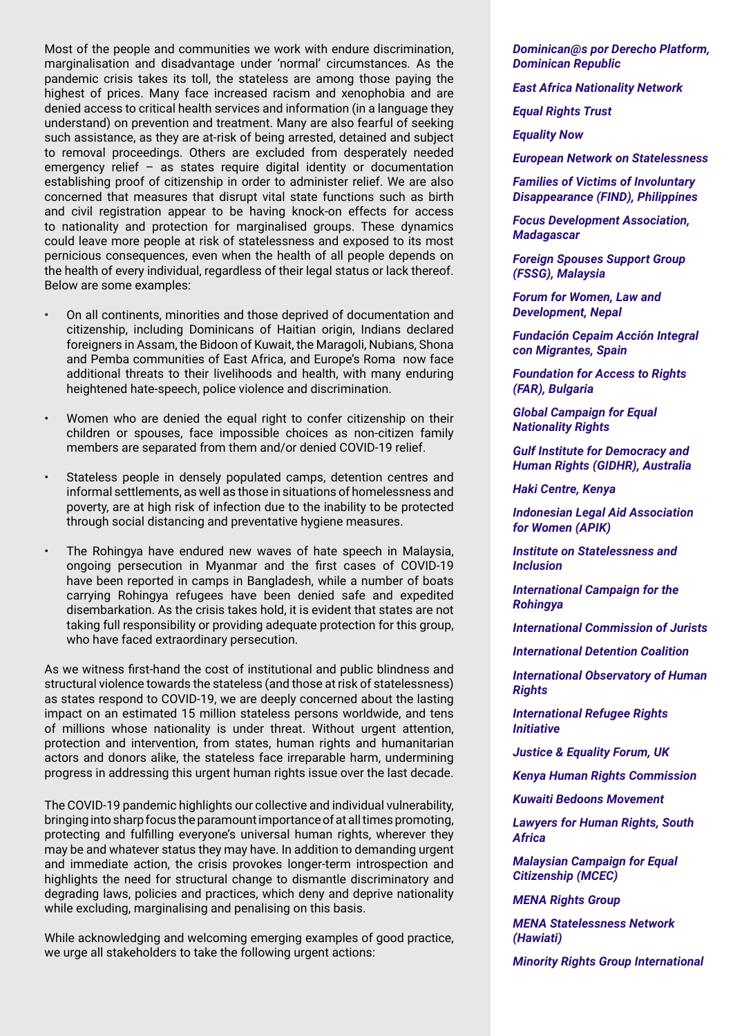Most of the people and communities we work with endure discrimination, marginalisation and disadvantage under 'normal' circumstances. As the pandemic crisis takes its toll, the stateless are among those paying the highest of prices. Many face increased racism and xenophobia and are denied access to critical health services and information (in a language they understand) on prevention and treatment. Many are also fearful of seeking such assistance, as they are at-risk of being arrested, detained and subject to removal proceedings. Others are excluded from desperately needed emergency relief – as states require digital identity or documentation establishing proof of citizenship in order to administer relief. We are also concerned that measures that disrupt vital state functions such as birth and civil registration appear to be having knock-on effects for access to nationality and protection for marginalised groups. These dynamics could leave more people at risk of statelessness and exposed to its most pernicious consequences, even when the health of all people depends on the health of every individual, regardless of their legal status or lack thereof. Below are some examples:

- On all continents, minorities and those deprived of documentation and citizenship, including Dominicans of Haitian origin, Indians declared foreigners in Assam, the Bidoon of Kuwait, the Maragoli, Nubians, Shona and Pemba communities of East Africa, and Europe's Roma now face additional threats to their livelihoods and health, with many enduring heightened hate-speech, police violence and discrimination.
- Women who are denied the equal right to confer citizenship on their children or spouses, face impossible choices as non-citizen family members are separated from them and/or denied COVID-19 relief.
- Stateless people in densely populated camps, detention centres and informal settlements, as well as those in situations of homelessness and poverty, are at high risk of infection due to the inability to be protected through social distancing and preventative hygiene measures.
- The Rohingya have endured new waves of hate speech in Malaysia, ongoing persecution in Myanmar and the first cases of COVID-19 have been reported in camps in Bangladesh, while a number of boats carrying Rohingya refugees have been denied safe and expedited disembarkation. As the crisis takes hold, it is evident that states are not taking full responsibility or providing adequate protection for this group, who have faced extraordinary persecution.

As we witness first-hand the cost of institutional and public blindness and structural violence towards the stateless (and those at risk of statelessness) as states respond to COVID-19, we are deeply concerned about the lasting impact on an estimated 15 million stateless persons worldwide, and tens of millions whose nationality is under threat. Without urgent attention, protection and intervention, from states, human rights and humanitarian actors and donors alike, the stateless face irreparable harm, undermining progress in addressing this urgent human rights issue over the last decade.

The COVID-19 pandemic highlights our collective and individual vulnerability, bringing into sharp focus the paramount importance of at all times promoting, protecting and fulfilling everyone's universal human rights, wherever they may be and whatever status they may have. In addition to demanding urgent and immediate action, the crisis provokes longer-term introspection and highlights the need for structural change to dismantle discriminatory and degrading laws, policies and practices, which deny and deprive nationality while excluding, marginalising and penalising on this basis.

While acknowledging and welcoming emerging examples of good practice, we urge all stakeholders to take the following urgent actions:

***Dominican@s por Derecho Platform, Dominican Republic***

***East Africa Nationality Network***

***Equal Rights Trust***

***Equality Now***

***European Network on Statelessness***

***Families of Victims of Involuntary Disappearance (FIND), Philippines***

***Focus Development Association, Madagascar***

***Foreign Spouses Support Group (FSSG), Malaysia***

***Forum for Women, Law and Development, Nepal***

***Fundación Cepaim Acción Integral con Migrantes, Spain***

***Foundation for Access to Rights (FAR), Bulgaria***

***Global Campaign for Equal Nationality Rights***

***Gulf Institute for Democracy and Human Rights (GIDHR), Australia***

***Haki Centre, Kenya***

***Indonesian Legal Aid Association for Women (APIK)***

***Institute on Statelessness and Inclusion***

***International Campaign for the Rohingya***

***International Commission of Jurists***

***International Detention Coalition***

***International Observatory of Human Rights***

***International Refugee Rights Initiative***

***Justice & Equality Forum, UK***

***Kenya Human Rights Commission***

***Kuwaiti Bedoons Movement***

***Lawyers for Human Rights, South Africa***

***Malaysian Campaign for Equal Citizenship (MCEC)***

***MENA Rights Group***

***MENA Statelessness Network (Hawiati)***

***Minority Rights Group International***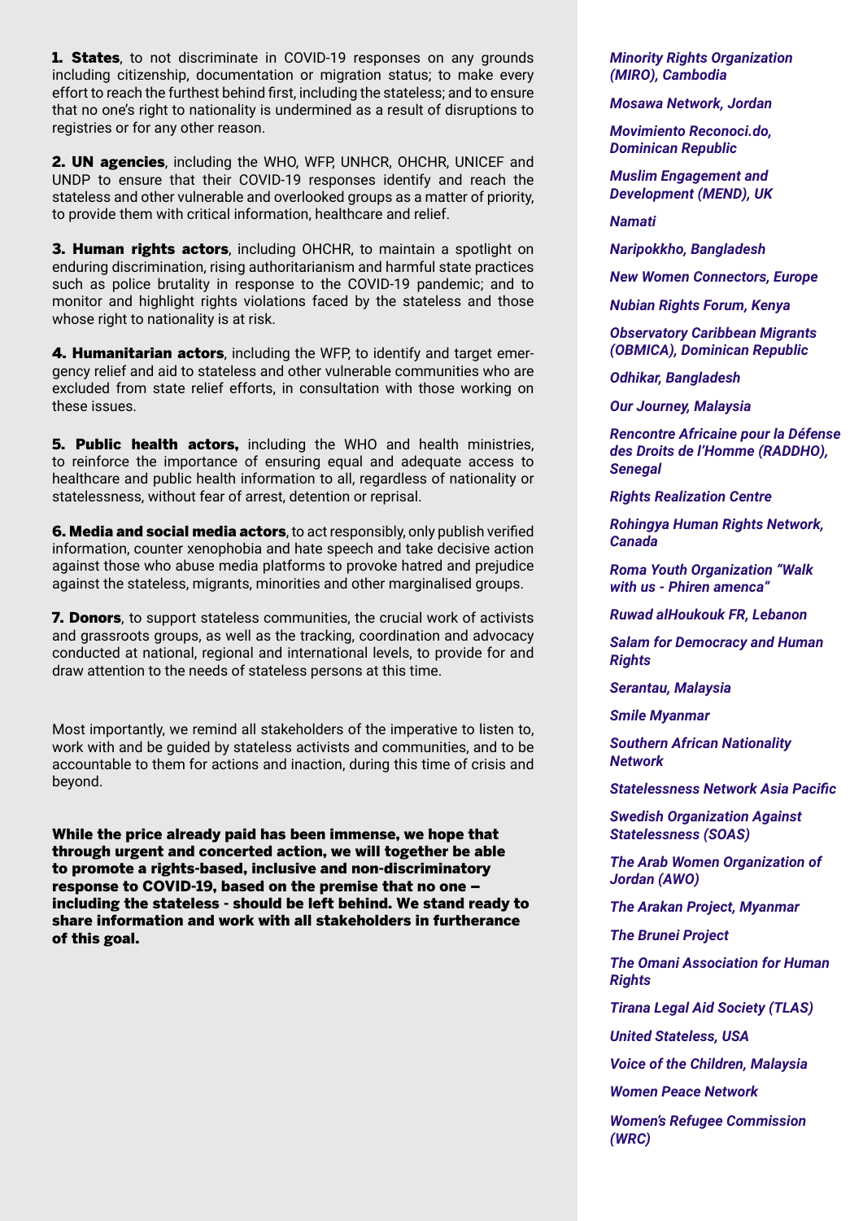**1. States**, to not discriminate in COVID-19 responses on any grounds including citizenship, documentation or migration status; to make every effort to reach the furthest behind first, including the stateless; and to ensure that no one's right to nationality is undermined as a result of disruptions to registries or for any other reason.

**2. UN agencies**, including the WHO, WFP, UNHCR, OHCHR, UNICEF and UNDP to ensure that their COVID-19 responses identify and reach the stateless and other vulnerable and overlooked groups as a matter of priority, to provide them with critical information, healthcare and relief.

**3. Human rights actors**, including OHCHR, to maintain a spotlight on enduring discrimination, rising authoritarianism and harmful state practices such as police brutality in response to the COVID-19 pandemic; and to monitor and highlight rights violations faced by the stateless and those whose right to nationality is at risk.

**4. Humanitarian actors**, including the WFP, to identify and target emergency relief and aid to stateless and other vulnerable communities who are excluded from state relief efforts, in consultation with those working on these issues.

**5. Public health actors,** including the WHO and health ministries, to reinforce the importance of ensuring equal and adequate access to healthcare and public health information to all, regardless of nationality or statelessness, without fear of arrest, detention or reprisal.

**6. Media and social media actors**, to act responsibly, only publish verified information, counter xenophobia and hate speech and take decisive action against those who abuse media platforms to provoke hatred and prejudice against the stateless, migrants, minorities and other marginalised groups.

**7. Donors**, to support stateless communities, the crucial work of activists and grassroots groups, as well as the tracking, coordination and advocacy conducted at national, regional and international levels, to provide for and draw attention to the needs of stateless persons at this time.

Most importantly, we remind all stakeholders of the imperative to listen to, work with and be guided by stateless activists and communities, and to be accountable to them for actions and inaction, during this time of crisis and beyond.

**While the price already paid has been immense, we hope that through urgent and concerted action, we will together be able to promote a rights-based, inclusive and non-discriminatory response to COVID-19, based on the premise that no one – including the stateless - should be left behind. We stand ready to share information and work with all stakeholders in furtherance of this goal.**

***Minority Rights Organization (MIRO), Cambodia***

***Mosawa Network, Jordan***

***Movimiento Reconoci.do, Dominican Republic***

***Muslim Engagement and Development (MEND), UK***

***Namati***

***Naripokkho, Bangladesh***

***New Women Connectors, Europe***

***Nubian Rights Forum, Kenya***

***Observatory Caribbean Migrants (OBMICA), Dominican Republic***

***Odhikar, Bangladesh***

***Our Journey, Malaysia***

***Rencontre Africaine pour la Défense des Droits de l'Homme (RADDHO), Senegal***

***Rights Realization Centre***

***Rohingya Human Rights Network, Canada***

***Roma Youth Organization "Walk with us - Phiren amenca"***

***Ruwad alHoukouk FR, Lebanon***

***Salam for Democracy and Human Rights***

***Serantau, Malaysia***

***Smile Myanmar***

***Southern African Nationality Network***

***Statelessness Network Asia Pacific***

***Swedish Organization Against Statelessness (SOAS)***

***The Arab Women Organization of Jordan (AWO)***

***The Arakan Project, Myanmar***

***The Brunei Project***

***The Omani Association for Human Rights***

***Tirana Legal Aid Society (TLAS)***

***United Stateless, USA***

***Voice of the Children, Malaysia***

***Women Peace Network***

***Women's Refugee Commission (WRC)***